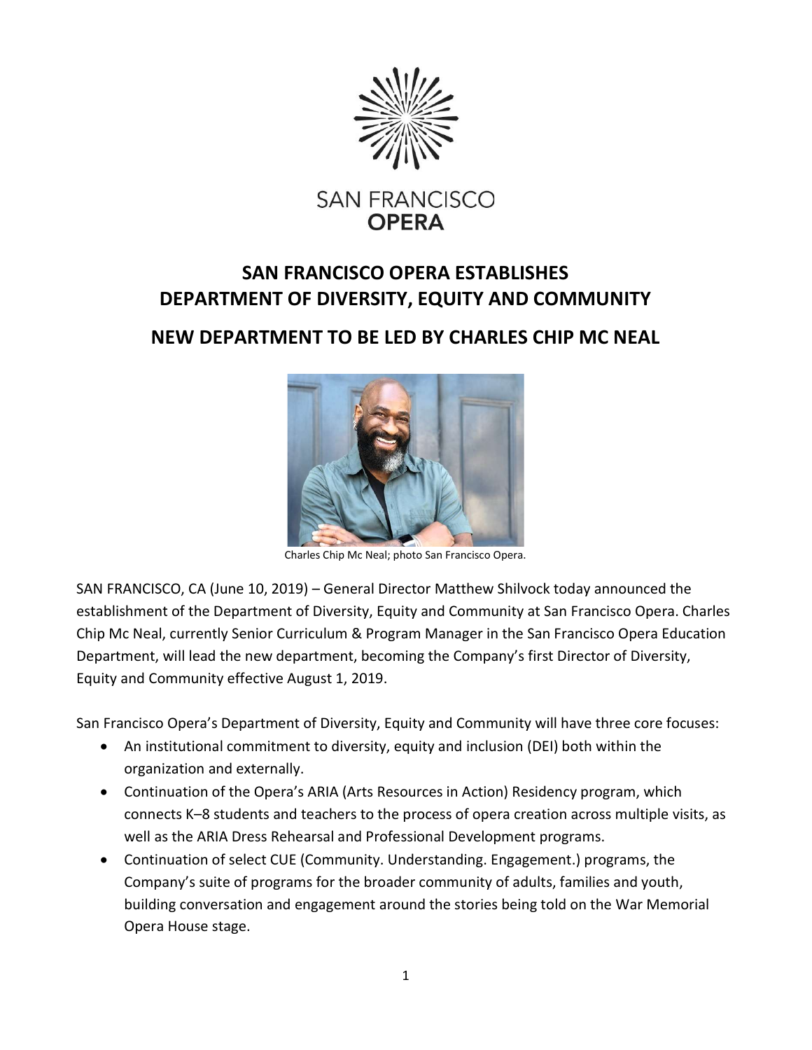SAN FRANCISCO OPERA

# SAN FRANCISCO OPERA ESTABLISHES DEPARTMENT OF DIVERSITY, EQUITY AND COMMUNITY

## NEW DEPARTMENT TO BE LED BY CHARLES CHIP MC NEAL

Charles Chip Mc Neal; photo San Francisco Opera.

SAN FRANCISCO, CA (June 10, 2019) – General Director Matthew Shilvock today announced the establishment of the Department of Diversity, Equity and Community at San Francisco Opera. Charles Chip Mc Neal, currently Senior Curriculum & Program Manager in the San Francisco Opera Education Department, will lead the new department, becoming the Company's first Director of Diversity, Equity and Community effective August 1, 2019.

San Francisco Opera's Department of Diversity, Equity and Community will have three core focuses:

- An institutional commitment to diversity, equity and inclusion (DEI) both within the organization and externally.
- Continuation of the Opera's ARIA (Arts Resources in Action) Residency program, which connects K–8 students and teachers to the process of opera creation across multiple visits, as well as the ARIA Dress Rehearsal and Professional Development programs.
- Continuation of select CUE (Community. Understanding. Engagement.) programs, the Company's suite of programs for the broader community of adults, families and youth, building conversation and engagement around the stories being told on the War Memorial Opera House stage.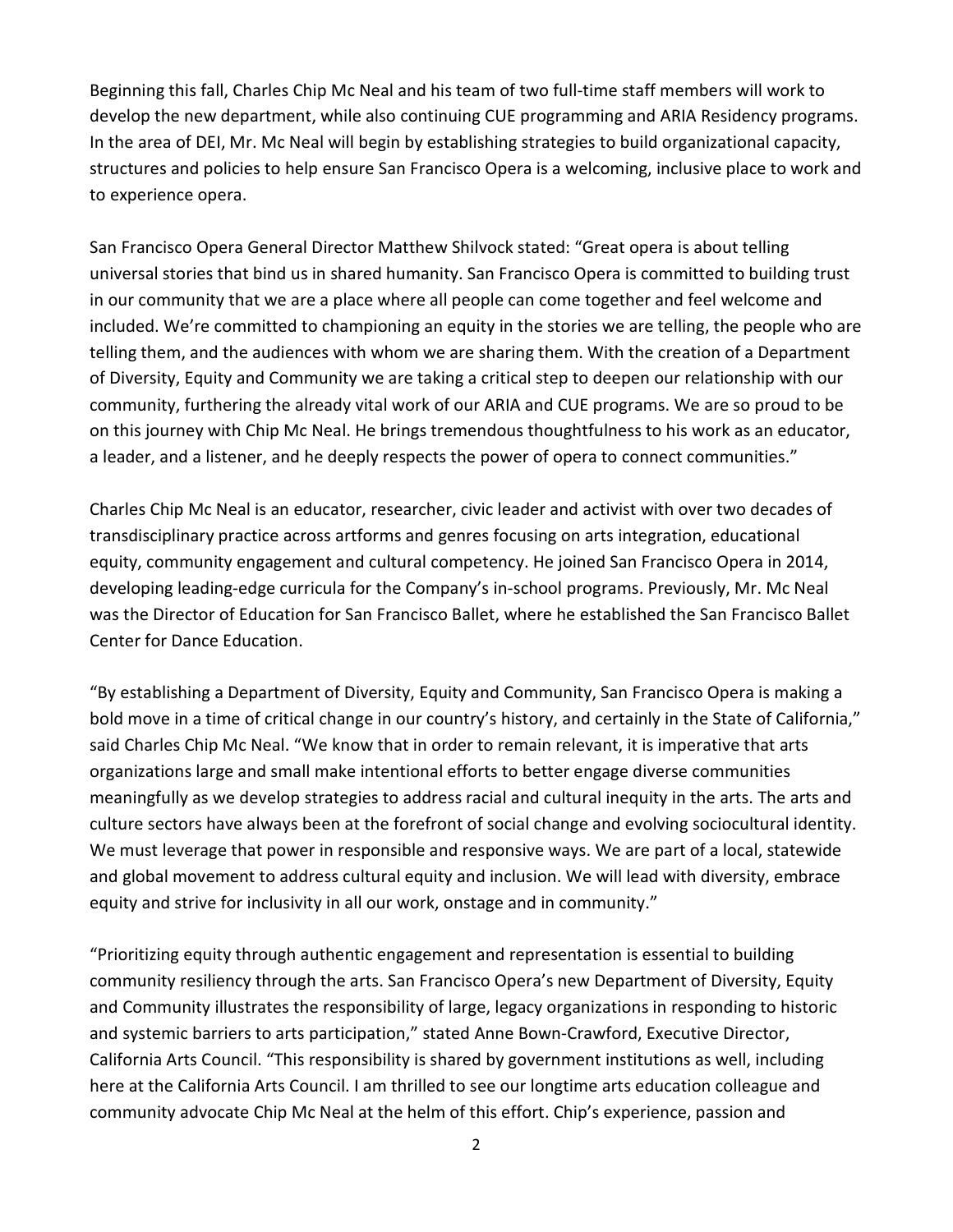Beginning this fall, Charles Chip Mc Neal and his team of two full-time staff members will work to develop the new department, while also continuing CUE programming and ARIA Residency programs. In the area of DEI, Mr. Mc Neal will begin by establishing strategies to build organizational capacity, structures and policies to help ensure San Francisco Opera is a welcoming, inclusive place to work and to experience opera.

San Francisco Opera General Director Matthew Shilvock stated: "Great opera is about telling universal stories that bind us in shared humanity. San Francisco Opera is committed to building trust in our community that we are a place where all people can come together and feel welcome and included. We're committed to championing an equity in the stories we are telling, the people who are telling them, and the audiences with whom we are sharing them. With the creation of a Department of Diversity, Equity and Community we are taking a critical step to deepen our relationship with our community, furthering the already vital work of our ARIA and CUE programs. We are so proud to be on this journey with Chip Mc Neal. He brings tremendous thoughtfulness to his work as an educator, a leader, and a listener, and he deeply respects the power of opera to connect communities."

Charles Chip Mc Neal is an educator, researcher, civic leader and activist with over two decades of transdisciplinary practice across artforms and genres focusing on arts integration, educational equity, community engagement and cultural competency. He joined San Francisco Opera in 2014, developing leading-edge curricula for the Company's in-school programs. Previously, Mr. Mc Neal was the Director of Education for San Francisco Ballet, where he established the San Francisco Ballet Center for Dance Education.

"By establishing a Department of Diversity, Equity and Community, San Francisco Opera is making a bold move in a time of critical change in our country's history, and certainly in the State of California," said Charles Chip Mc Neal. "We know that in order to remain relevant, it is imperative that arts organizations large and small make intentional efforts to better engage diverse communities meaningfully as we develop strategies to address racial and cultural inequity in the arts. The arts and culture sectors have always been at the forefront of social change and evolving sociocultural identity. We must leverage that power in responsible and responsive ways. We are part of a local, statewide and global movement to address cultural equity and inclusion. We will lead with diversity, embrace equity and strive for inclusivity in all our work, onstage and in community."

"Prioritizing equity through authentic engagement and representation is essential to building community resiliency through the arts. San Francisco Opera's new Department of Diversity, Equity and Community illustrates the responsibility of large, legacy organizations in responding to historic and systemic barriers to arts participation," stated Anne Bown-Crawford, Executive Director, California Arts Council. "This responsibility is shared by government institutions as well, including here at the California Arts Council. I am thrilled to see our longtime arts education colleague and community advocate Chip Mc Neal at the helm of this effort. Chip's experience, passion and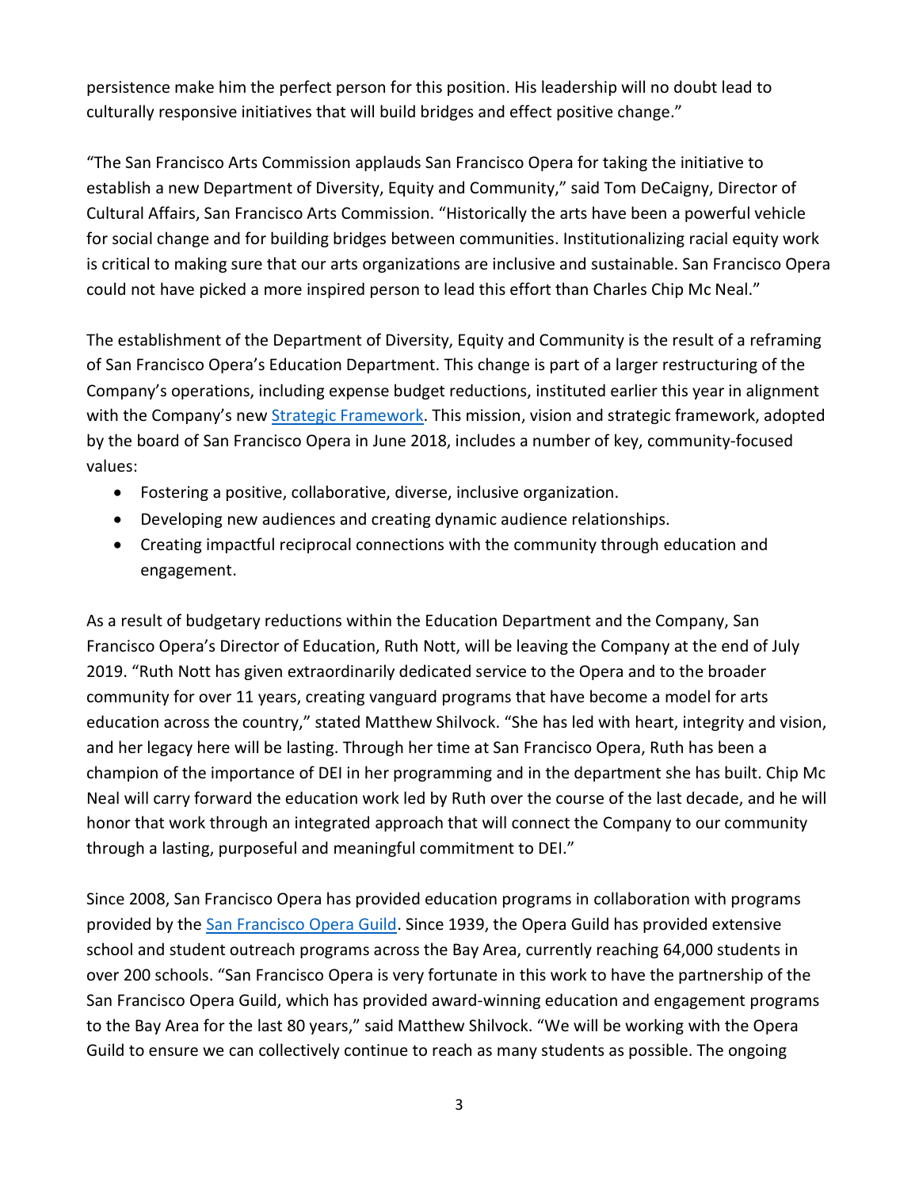persistence make him the perfect person for this position. His leadership will no doubt lead to culturally responsive initiatives that will build bridges and effect positive change."

"The San Francisco Arts Commission applauds San Francisco Opera for taking the initiative to establish a new Department of Diversity, Equity and Community," said Tom DeCaigny, Director of Cultural Affairs, San Francisco Arts Commission. "Historically the arts have been a powerful vehicle for social change and for building bridges between communities. Institutionalizing racial equity work is critical to making sure that our arts organizations are inclusive and sustainable. San Francisco Opera could not have picked a more inspired person to lead this effort than Charles Chip Mc Neal."

The establishment of the Department of Diversity, Equity and Community is the result of a reframing of San Francisco Opera's Education Department. This change is part of a larger restructuring of the Company's operations, including expense budget reductions, instituted earlier this year in alignment with the Company's new [Strategic Framework](). This mission, vision and strategic framework, adopted by the board of San Francisco Opera in June 2018, includes a number of key, community-focused values:

- Fostering a positive, collaborative, diverse, inclusive organization.
- Developing new audiences and creating dynamic audience relationships.
- Creating impactful reciprocal connections with the community through education and engagement.

As a result of budgetary reductions within the Education Department and the Company, San Francisco Opera's Director of Education, Ruth Nott, will be leaving the Company at the end of July 2019. "Ruth Nott has given extraordinarily dedicated service to the Opera and to the broader community for over 11 years, creating vanguard programs that have become a model for arts education across the country," stated Matthew Shilvock. "She has led with heart, integrity and vision, and her legacy here will be lasting. Through her time at San Francisco Opera, Ruth has been a champion of the importance of DEI in her programming and in the department she has built. Chip Mc Neal will carry forward the education work led by Ruth over the course of the last decade, and he will honor that work through an integrated approach that will connect the Company to our community through a lasting, purposeful and meaningful commitment to DEI."

Since 2008, San Francisco Opera has provided education programs in collaboration with programs provided by the [San Francisco Opera Guild](). Since 1939, the Opera Guild has provided extensive school and student outreach programs across the Bay Area, currently reaching 64,000 students in over 200 schools. "San Francisco Opera is very fortunate in this work to have the partnership of the San Francisco Opera Guild, which has provided award-winning education and engagement programs to the Bay Area for the last 80 years," said Matthew Shilvock. "We will be working with the Opera Guild to ensure we can collectively continue to reach as many students as possible. The ongoing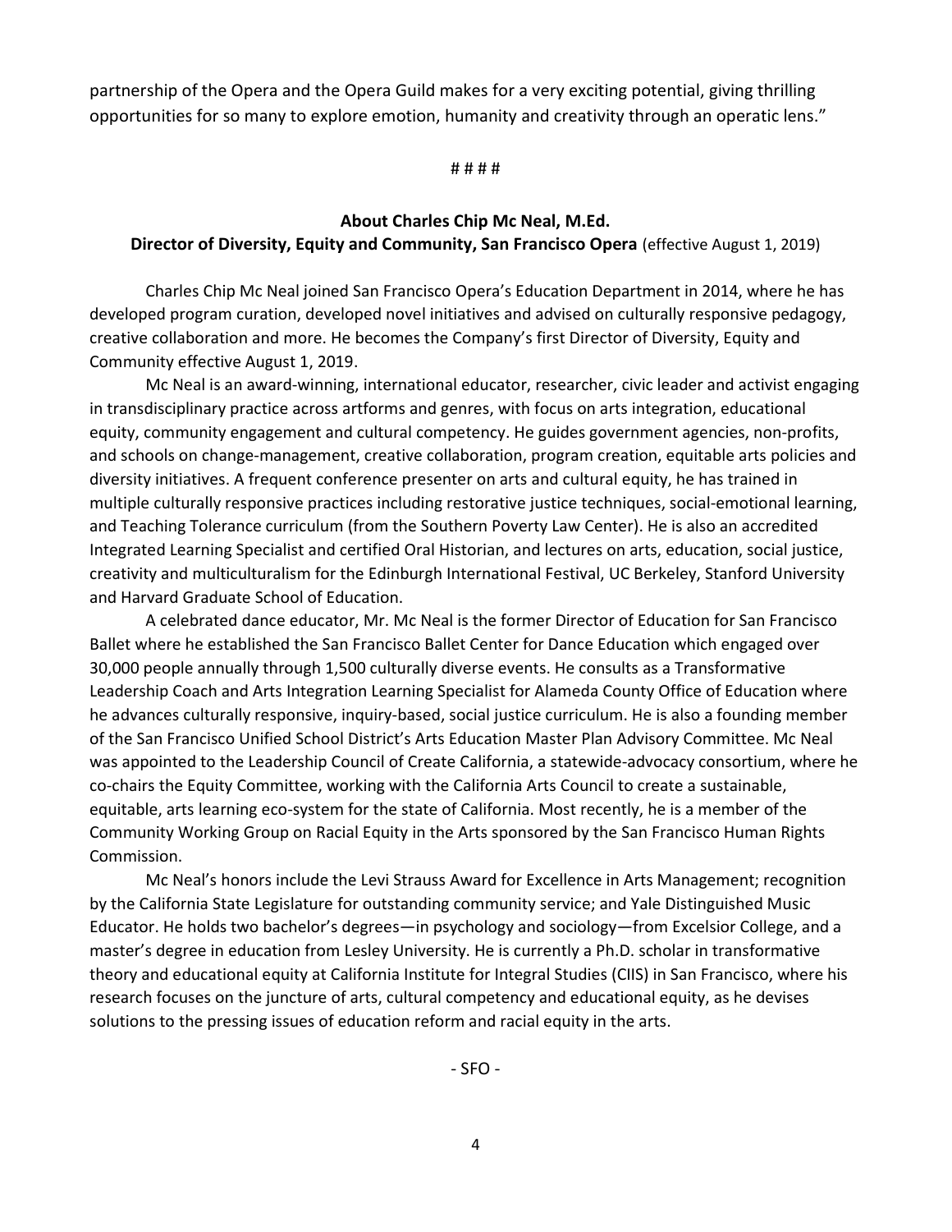partnership of the Opera and the Opera Guild makes for a very exciting potential, giving thrilling opportunities for so many to explore emotion, humanity and creativity through an operatic lens."

# # # #

**About Charles Chip Mc Neal, M.Ed.**
**Director of Diversity, Equity and Community, San Francisco Opera** (effective August 1, 2019)

Charles Chip Mc Neal joined San Francisco Opera's Education Department in 2014, where he has developed program curation, developed novel initiatives and advised on culturally responsive pedagogy, creative collaboration and more. He becomes the Company's first Director of Diversity, Equity and Community effective August 1, 2019.

Mc Neal is an award-winning, international educator, researcher, civic leader and activist engaging in transdisciplinary practice across artforms and genres, with focus on arts integration, educational equity, community engagement and cultural competency. He guides government agencies, non-profits, and schools on change-management, creative collaboration, program creation, equitable arts policies and diversity initiatives. A frequent conference presenter on arts and cultural equity, he has trained in multiple culturally responsive practices including restorative justice techniques, social-emotional learning, and Teaching Tolerance curriculum (from the Southern Poverty Law Center). He is also an accredited Integrated Learning Specialist and certified Oral Historian, and lectures on arts, education, social justice, creativity and multiculturalism for the Edinburgh International Festival, UC Berkeley, Stanford University and Harvard Graduate School of Education.

A celebrated dance educator, Mr. Mc Neal is the former Director of Education for San Francisco Ballet where he established the San Francisco Ballet Center for Dance Education which engaged over 30,000 people annually through 1,500 culturally diverse events. He consults as a Transformative Leadership Coach and Arts Integration Learning Specialist for Alameda County Office of Education where he advances culturally responsive, inquiry-based, social justice curriculum. He is also a founding member of the San Francisco Unified School District's Arts Education Master Plan Advisory Committee. Mc Neal was appointed to the Leadership Council of Create California, a statewide-advocacy consortium, where he co-chairs the Equity Committee, working with the California Arts Council to create a sustainable, equitable, arts learning eco-system for the state of California. Most recently, he is a member of the Community Working Group on Racial Equity in the Arts sponsored by the San Francisco Human Rights Commission.

Mc Neal's honors include the Levi Strauss Award for Excellence in Arts Management; recognition by the California State Legislature for outstanding community service; and Yale Distinguished Music Educator. He holds two bachelor's degrees—in psychology and sociology—from Excelsior College, and a master's degree in education from Lesley University. He is currently a Ph.D. scholar in transformative theory and educational equity at California Institute for Integral Studies (CIIS) in San Francisco, where his research focuses on the juncture of arts, cultural competency and educational equity, as he devises solutions to the pressing issues of education reform and racial equity in the arts.

- SFO -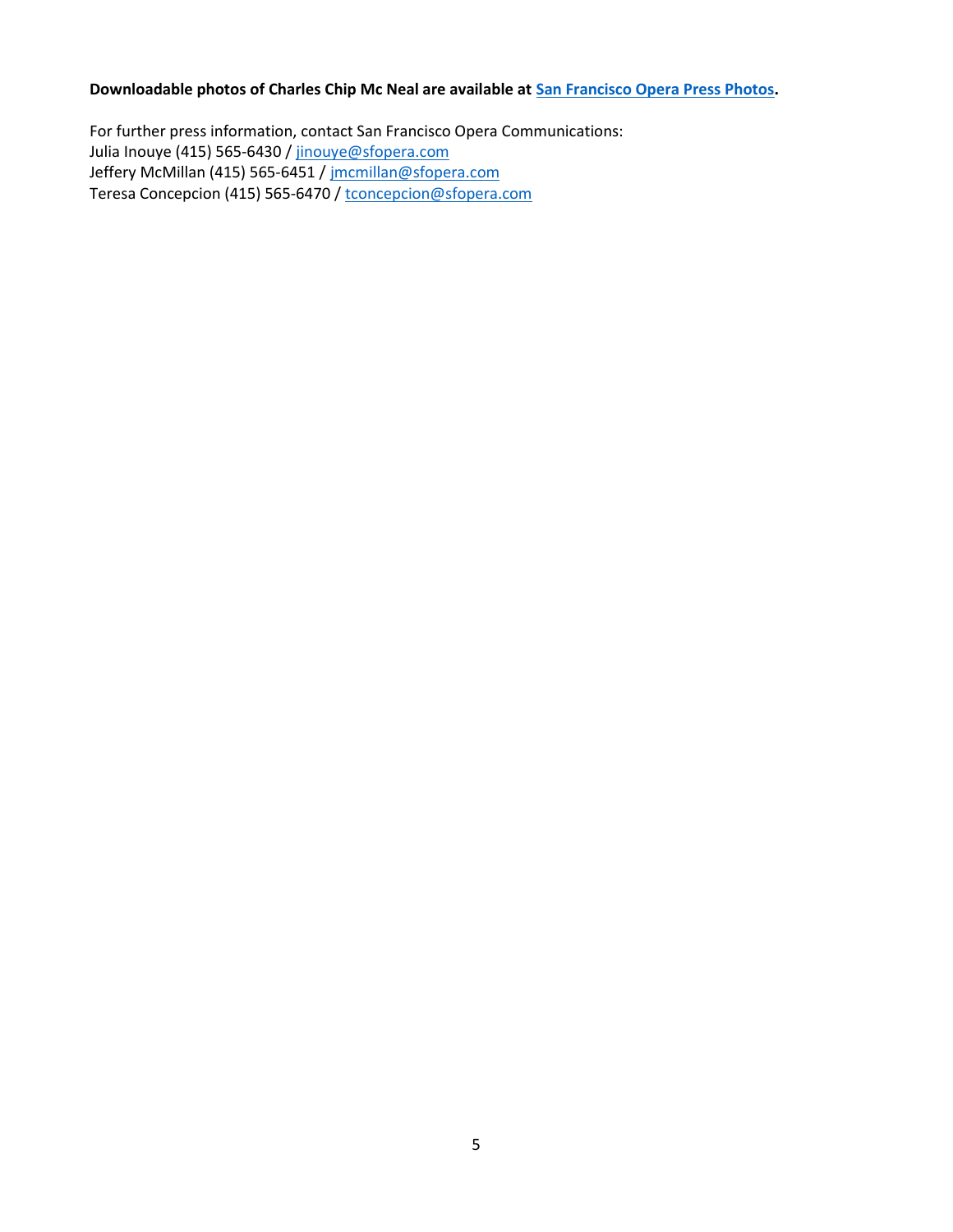**Downloadable photos of Charles Chip Mc Neal are available at San Francisco Opera Press Photos.**

For further press information, contact San Francisco Opera Communications:
Julia Inouye (415) 565-6430 / jinouye@sfopera.com
Jeffery McMillan (415) 565-6451 / jmcmillan@sfopera.com
Teresa Concepcion (415) 565-6470 / tconcepcion@sfopera.com